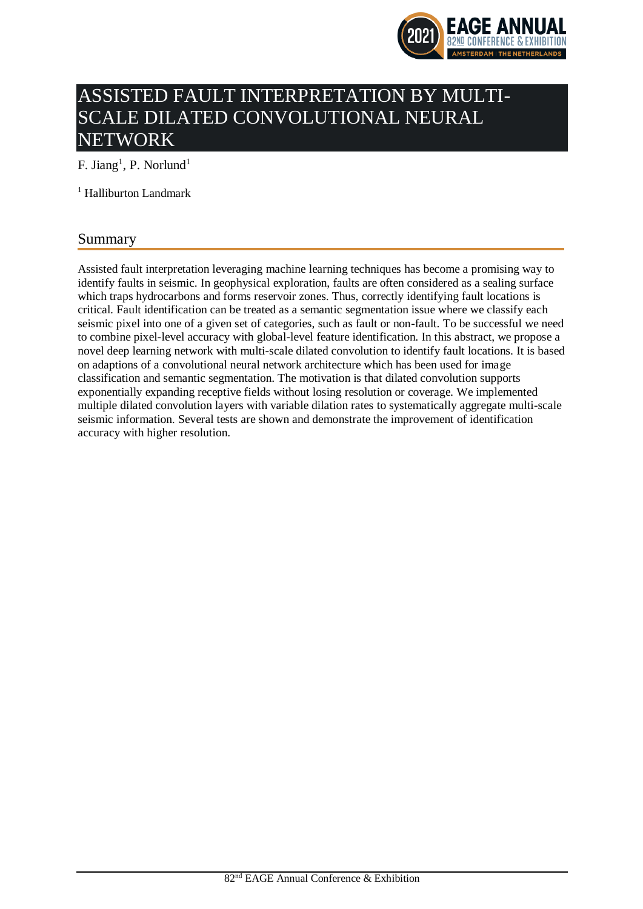# ASSISTED FAULT INTERPRETATION BY MULTI-SCALE DILATED CONVOLUTIONAL NEURAL NETWORK

F. Jiang[1], P. Norlund[1]

[1] Halliburton Landmark

## Summary

Assisted fault interpretation leveraging machine learning techniques has become a promising way to identify faults in seismic. In geophysical exploration, faults are often considered as a sealing surface which traps hydrocarbons and forms reservoir zones. Thus, correctly identifying fault locations is critical. Fault identification can be treated as a semantic segmentation issue where we classify each seismic pixel into one of a given set of categories, such as fault or non-fault. To be successful we need to combine pixel-level accuracy with global-level feature identification. In this abstract, we propose a novel deep learning network with multi-scale dilated convolution to identify fault locations. It is based on adaptions of a convolutional neural network architecture which has been used for image classification and semantic segmentation. The motivation is that dilated convolution supports exponentially expanding receptive fields without losing resolution or coverage. We implemented multiple dilated convolution layers with variable dilation rates to systematically aggregate multi-scale seismic information. Several tests are shown and demonstrate the improvement of identification accuracy with higher resolution.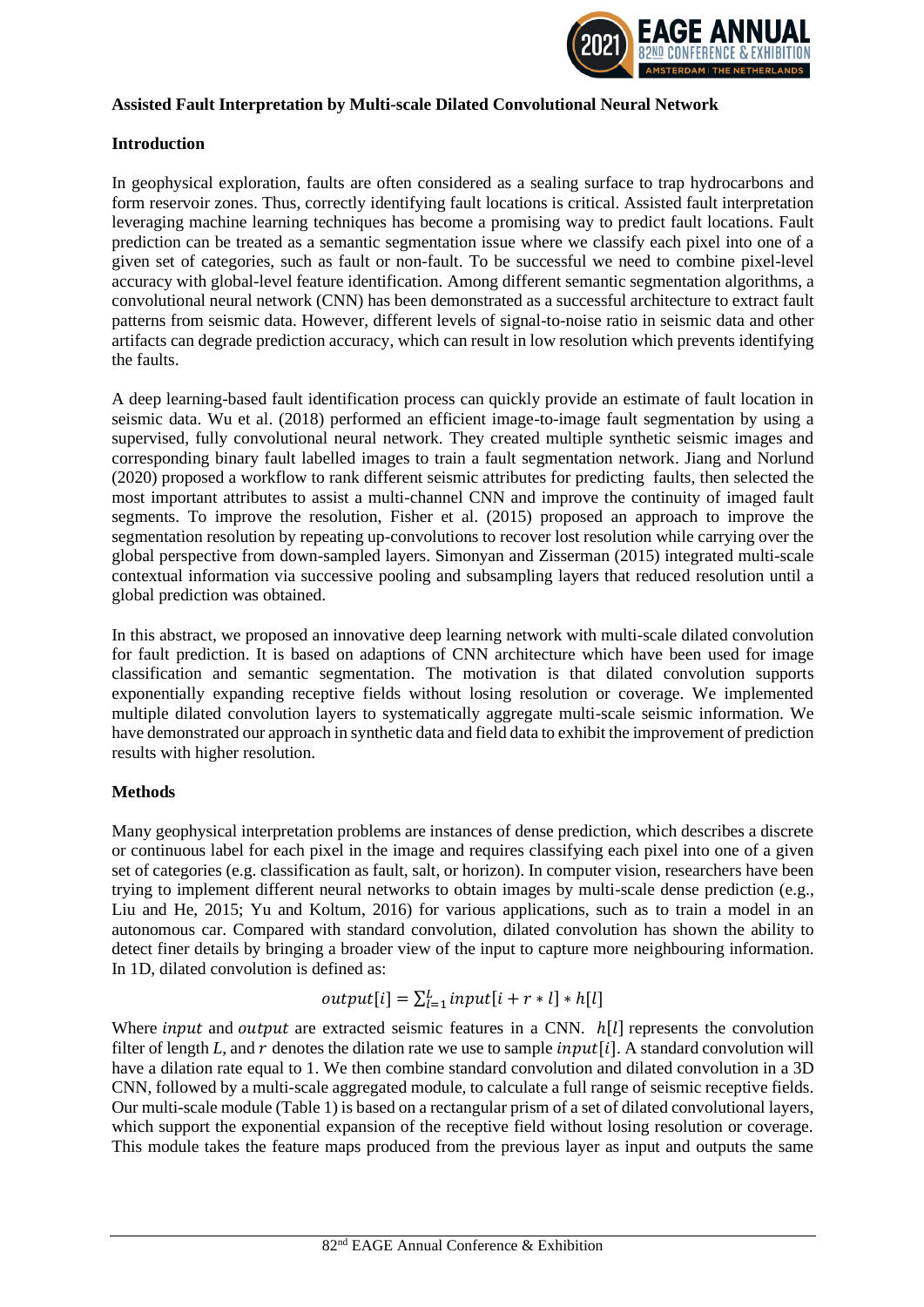**Assisted Fault Interpretation by Multi-scale Dilated Convolutional Neural Network**

**Introduction**

In geophysical exploration, faults are often considered as a sealing surface to trap hydrocarbons and form reservoir zones. Thus, correctly identifying fault locations is critical. Assisted fault interpretation leveraging machine learning techniques has become a promising way to predict fault locations. Fault prediction can be treated as a semantic segmentation issue where we classify each pixel into one of a given set of categories, such as fault or non-fault. To be successful we need to combine pixel-level accuracy with global-level feature identification. Among different semantic segmentation algorithms, a convolutional neural network (CNN) has been demonstrated as a successful architecture to extract fault patterns from seismic data. However, different levels of signal-to-noise ratio in seismic data and other artifacts can degrade prediction accuracy, which can result in low resolution which prevents identifying the faults.

A deep learning-based fault identification process can quickly provide an estimate of fault location in seismic data. Wu et al. (2018) performed an efficient image-to-image fault segmentation by using a supervised, fully convolutional neural network. They created multiple synthetic seismic images and corresponding binary fault labelled images to train a fault segmentation network. Jiang and Norlund (2020) proposed a workflow to rank different seismic attributes for predicting faults, then selected the most important attributes to assist a multi-channel CNN and improve the continuity of imaged fault segments. To improve the resolution, Fisher et al. (2015) proposed an approach to improve the segmentation resolution by repeating up-convolutions to recover lost resolution while carrying over the global perspective from down-sampled layers. Simonyan and Zisserman (2015) integrated multi-scale contextual information via successive pooling and subsampling layers that reduced resolution until a global prediction was obtained.

In this abstract, we proposed an innovative deep learning network with multi-scale dilated convolution for fault prediction. It is based on adaptions of CNN architecture which have been used for image classification and semantic segmentation. The motivation is that dilated convolution supports exponentially expanding receptive fields without losing resolution or coverage. We implemented multiple dilated convolution layers to systematically aggregate multi-scale seismic information. We have demonstrated our approach in synthetic data and field data to exhibit the improvement of prediction results with higher resolution.

**Methods**

Many geophysical interpretation problems are instances of dense prediction, which describes a discrete or continuous label for each pixel in the image and requires classifying each pixel into one of a given set of categories (e.g. classification as fault, salt, or horizon). In computer vision, researchers have been trying to implement different neural networks to obtain images by multi-scale dense prediction (e.g., Liu and He, 2015; Yu and Koltum, 2016) for various applications, such as to train a model in an autonomous car. Compared with standard convolution, dilated convolution has shown the ability to detect finer details by bringing a broader view of the input to capture more neighbouring information. In 1D, dilated convolution is defined as:

$$output[i] = \sum_{l=1}^{L} input[i + r * l] * h[l]$$

Where $input$ and $output$ are extracted seismic features in a CNN. $h[l]$ represents the convolution filter of length $L$, and $r$ denotes the dilation rate we use to sample $input[i]$. A standard convolution will have a dilation rate equal to 1. We then combine standard convolution and dilated convolution in a 3D CNN, followed by a multi-scale aggregated module, to calculate a full range of seismic receptive fields. Our multi-scale module (Table 1) is based on a rectangular prism of a set of dilated convolutional layers, which support the exponential expansion of the receptive field without losing resolution or coverage. This module takes the feature maps produced from the previous layer as input and outputs the same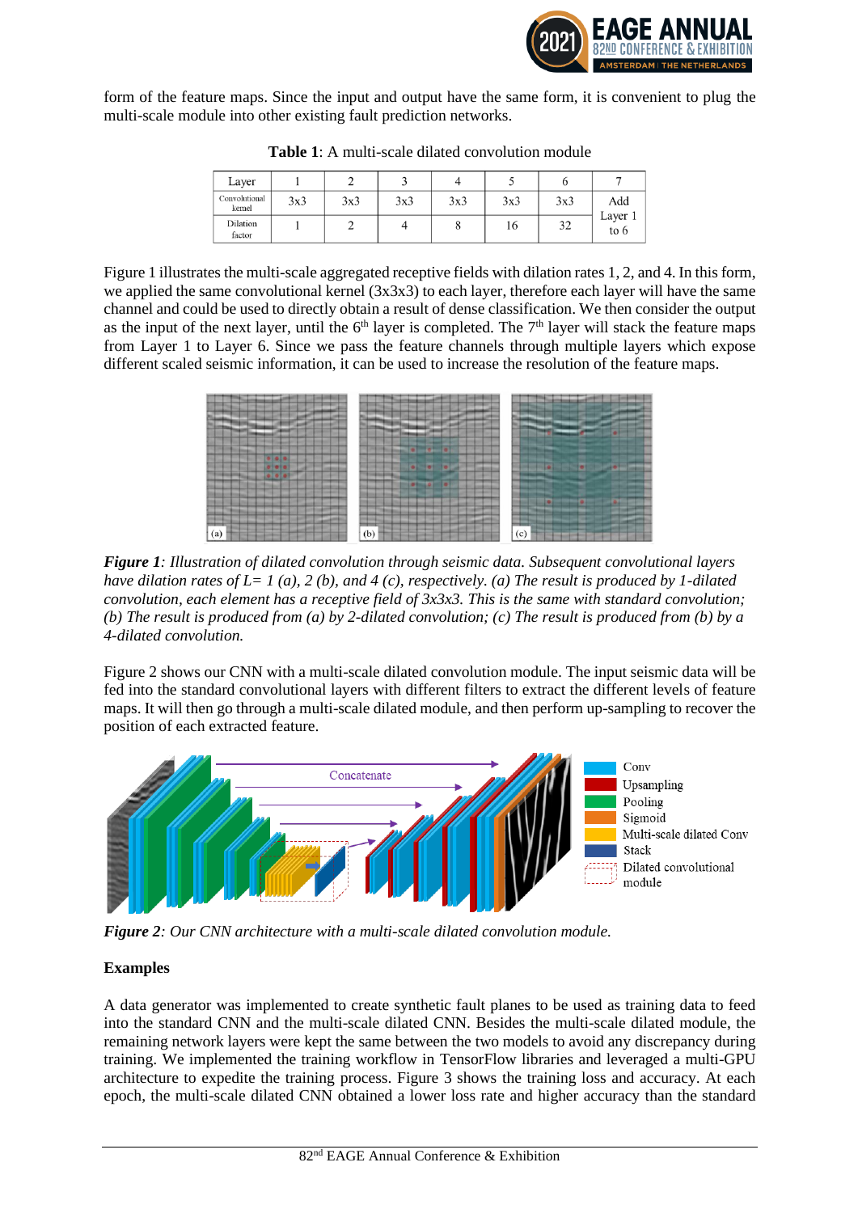form of the feature maps. Since the input and output have the same form, it is convenient to plug the multi-scale module into other existing fault prediction networks.

**Table 1**: A multi-scale dilated convolution module

| Layer | 1 | 2 | 3 | 4 | 5 | 6 | 7 |
|---|---|---|---|---|---|---|---|
| Convolutional kernel | 3x3 | 3x3 | 3x3 | 3x3 | 3x3 | 3x3 | Add Layer 1 to 6 |
| Dilation factor | 1 | 2 | 4 | 8 | 16 | 32 | |

Figure 1 illustrates the multi-scale aggregated receptive fields with dilation rates 1, 2, and 4. In this form, we applied the same convolutional kernel (3x3x3) to each layer, therefore each layer will have the same channel and could be used to directly obtain a result of dense classification. We then consider the output as the input of the next layer, until the 6th layer is completed. The 7th layer will stack the feature maps from Layer 1 to Layer 6. Since we pass the feature channels through multiple layers which expose different scaled seismic information, it can be used to increase the resolution of the feature maps.

***Figure 1**: Illustration of dilated convolution through seismic data. Subsequent convolutional layers have dilation rates of L= 1 (a), 2 (b), and 4 (c), respectively. (a) The result is produced by 1-dilated convolution, each element has a receptive field of 3x3x3. This is the same with standard convolution; (b) The result is produced from (a) by 2-dilated convolution; (c) The result is produced from (b) by a 4-dilated convolution.*

Figure 2 shows our CNN with a multi-scale dilated convolution module. The input seismic data will be fed into the standard convolutional layers with different filters to extract the different levels of feature maps. It will then go through a multi-scale dilated module, and then perform up-sampling to recover the position of each extracted feature.

***Figure 2**: Our CNN architecture with a multi-scale dilated convolution module.*

**Examples**

A data generator was implemented to create synthetic fault planes to be used as training data to feed into the standard CNN and the multi-scale dilated CNN. Besides the multi-scale dilated module, the remaining network layers were kept the same between the two models to avoid any discrepancy during training. We implemented the training workflow in TensorFlow libraries and leveraged a multi-GPU architecture to expedite the training process. Figure 3 shows the training loss and accuracy. At each epoch, the multi-scale dilated CNN obtained a lower loss rate and higher accuracy than the standard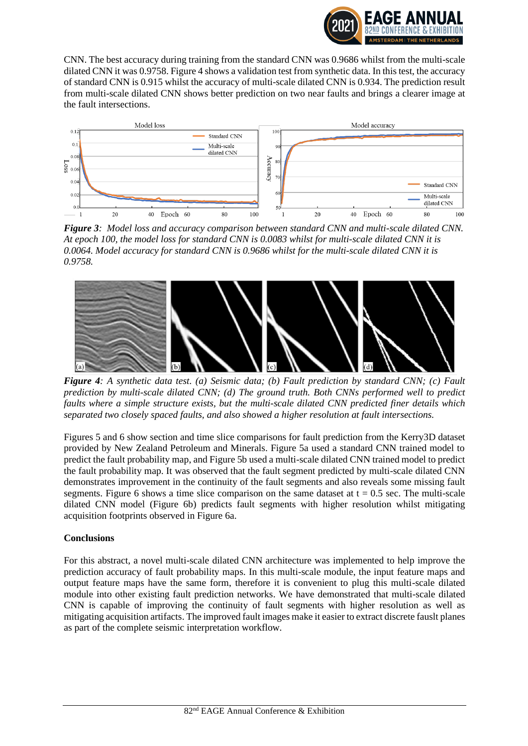CNN. The best accuracy during training from the standard CNN was 0.9686 whilst from the multi-scale dilated CNN it was 0.9758. Figure 4 shows a validation test from synthetic data. In this test, the accuracy of standard CNN is 0.915 whilst the accuracy of multi-scale dilated CNN is 0.934. The prediction result from multi-scale dilated CNN shows better prediction on two near faults and brings a clearer image at the fault intersections.

***Figure 3**: Model loss and accuracy comparison between standard CNN and multi-scale dilated CNN. At epoch 100, the model loss for standard CNN is 0.0083 whilst for multi-scale dilated CNN it is 0.0064. Model accuracy for standard CNN is 0.9686 whilst for the multi-scale dilated CNN it is 0.9758.*

***Figure 4**: A synthetic data test. (a) Seismic data; (b) Fault prediction by standard CNN; (c) Fault prediction by multi-scale dilated CNN; (d) The ground truth. Both CNNs performed well to predict faults where a simple structure exists, but the multi-scale dilated CNN predicted finer details which separated two closely spaced faults, and also showed a higher resolution at fault intersections.*

Figures 5 and 6 show section and time slice comparisons for fault prediction from the Kerry3D dataset provided by New Zealand Petroleum and Minerals. Figure 5a used a standard CNN trained model to predict the fault probability map, and Figure 5b used a multi-scale dilated CNN trained model to predict the fault probability map. It was observed that the fault segment predicted by multi-scale dilated CNN demonstrates improvement in the continuity of the fault segments and also reveals some missing fault segments. Figure 6 shows a time slice comparison on the same dataset at t = 0.5 sec. The multi-scale dilated CNN model (Figure 6b) predicts fault segments with higher resolution whilst mitigating acquisition footprints observed in Figure 6a.

**Conclusions**

For this abstract, a novel multi-scale dilated CNN architecture was implemented to help improve the prediction accuracy of fault probability maps. In this multi-scale module, the input feature maps and output feature maps have the same form, therefore it is convenient to plug this multi-scale dilated module into other existing fault prediction networks. We have demonstrated that multi-scale dilated CNN is capable of improving the continuity of fault segments with higher resolution as well as mitigating acquisition artifacts. The improved fault images make it easier to extract discrete fauslt planes as part of the complete seismic interpretation workflow.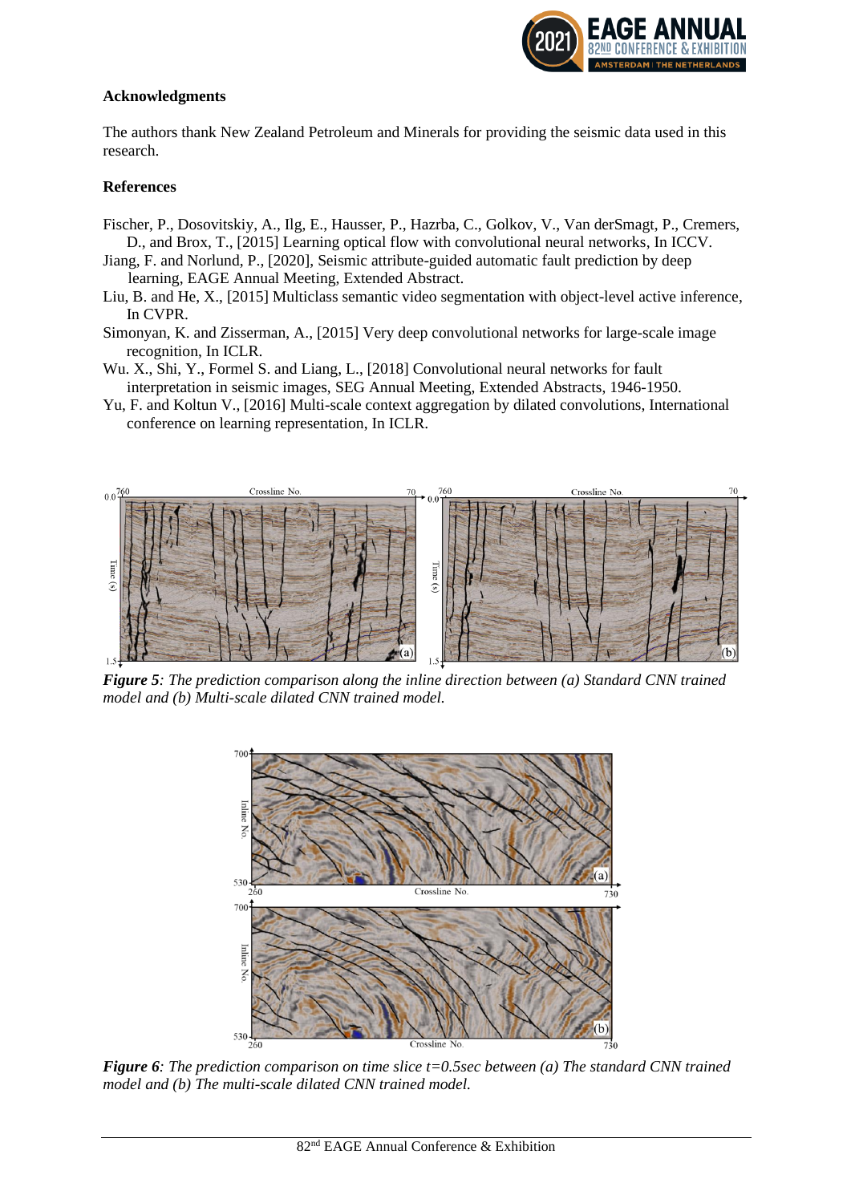## Acknowledgments

The authors thank New Zealand Petroleum and Minerals for providing the seismic data used in this research.

## References

Fischer, P., Dosovitskiy, A., Ilg, E., Hausser, P., Hazrba, C., Golkov, V., Van derSmagt, P., Cremers, D., and Brox, T., [2015] Learning optical flow with convolutional neural networks, In ICCV.

Jiang, F. and Norlund, P., [2020], Seismic attribute-guided automatic fault prediction by deep learning, EAGE Annual Meeting, Extended Abstract.

Liu, B. and He, X., [2015] Multiclass semantic video segmentation with object-level active inference, In CVPR.

Simonyan, K. and Zisserman, A., [2015] Very deep convolutional networks for large-scale image recognition, In ICLR.

Wu. X., Shi, Y., Formel S. and Liang, L., [2018] Convolutional neural networks for fault interpretation in seismic images, SEG Annual Meeting, Extended Abstracts, 1946-1950.

Yu, F. and Koltun V., [2016] Multi-scale context aggregation by dilated convolutions, International conference on learning representation, In ICLR.

0.0
760
Crossline No.
70
Time (s)
1.5
(a)

0.0
760
Crossline No.
70
Time (s)
1.5
(b)

***Figure 5****: The prediction comparison along the inline direction between (a) Standard CNN trained model and (b) Multi-scale dilated CNN trained model.*

700
Inline No.
530
260
Crossline No.
730
(a)

700
Inline No.
530
260
Crossline No.
730
(b)

***Figure 6****: The prediction comparison on time slice t=0.5sec between (a) The standard CNN trained model and (b) The multi-scale dilated CNN trained model.*